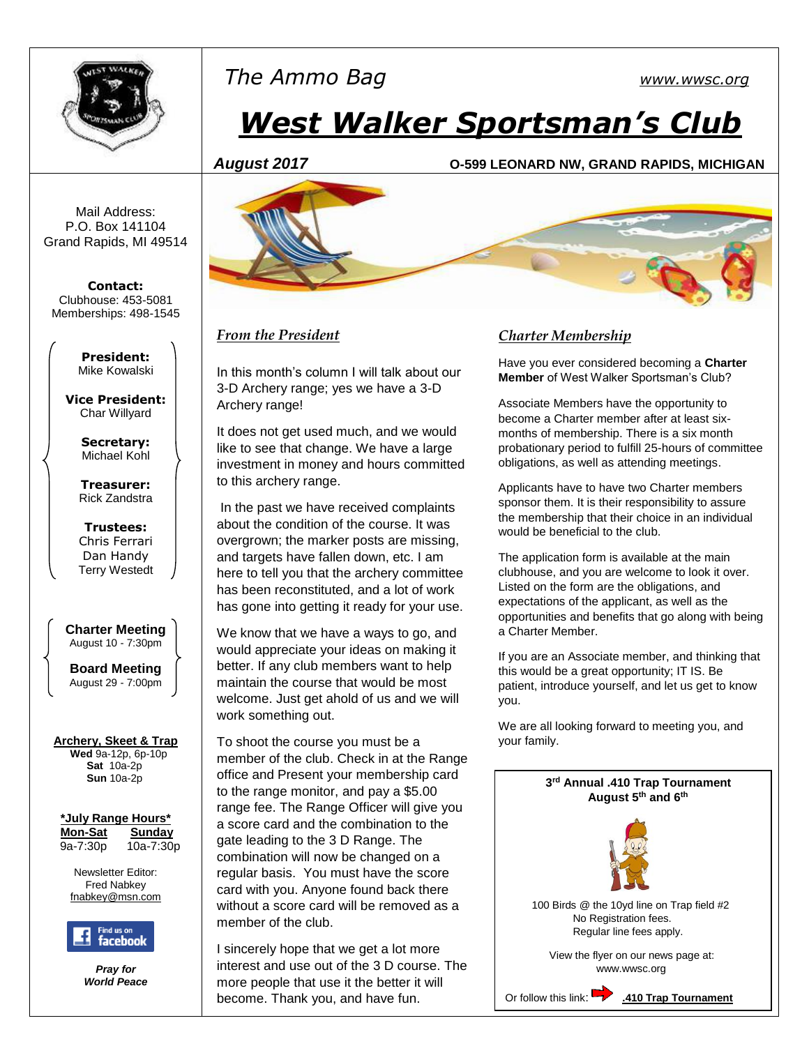The Ammo Bag

www.wwsc.org

# West Walker Sportsman's Club

**August 2017** — **O-599 LEONARD NW, GRAND RAPIDS, MICHIGAN**

Mail Address:
P.O. Box 141104
Grand Rapids, MI 49514

**Contact:**
Clubhouse: 453-5081
Memberships: 498-1545

**President:**
Mike Kowalski

**Vice President:**
Char Willyard

**Secretary:**
Michael Kohl

**Treasurer:**
Rick Zandstra

**Trustees:**
Chris Ferrari
Dan Handy
Terry Westedt

**Charter Meeting**
August 10 - 7:30pm

**Board Meeting**
August 29 - 7:00pm

**Archery, Skeet & Trap**
**Wed** 9a-12p, 6p-10p
**Sat** 10a-2p
**Sun** 10a-2p

***July Range Hours***

| Mon-Sat | Sunday |
|---|---|
| 9a-7:30p | 10a-7:30p |

Newsletter Editor:
Fred Nabkey
fnabkey@msn.com

Find us on facebook

***Pray for World Peace***

## *From the President*

In this month's column I will talk about our 3-D Archery range; yes we have a 3-D Archery range!

It does not get used much, and we would like to see that change. We have a large investment in money and hours committed to this archery range.

In the past we have received complaints about the condition of the course. It was overgrown; the marker posts are missing, and targets have fallen down, etc. I am here to tell you that the archery committee has been reconstituted, and a lot of work has gone into getting it ready for your use.

We know that we have a ways to go, and would appreciate your ideas on making it better. If any club members want to help maintain the course that would be most welcome. Just get ahold of us and we will work something out.

To shoot the course you must be a member of the club. Check in at the Range office and Present your membership card to the range monitor, and pay a $5.00 range fee. The Range Officer will give you a score card and the combination to the gate leading to the 3 D Range. The combination will now be changed on a regular basis. You must have the score card with you. Anyone found back there without a score card will be removed as a member of the club.

I sincerely hope that we get a lot more interest and use out of the 3 D course. The more people that use it the better it will become. Thank you, and have fun.

## *Charter Membership*

Have you ever considered becoming a **Charter Member** of West Walker Sportsman's Club?

Associate Members have the opportunity to become a Charter member after at least six-months of membership. There is a six month probationary period to fulfill 25-hours of committee obligations, as well as attending meetings.

Applicants have to have two Charter members sponsor them. It is their responsibility to assure the membership that their choice in an individual would be beneficial to the club.

The application form is available at the main clubhouse, and you are welcome to look it over. Listed on the form are the obligations, and expectations of the applicant, as well as the opportunities and benefits that go along with being a Charter Member.

If you are an Associate member, and thinking that this would be a great opportunity; IT IS. Be patient, introduce yourself, and let us get to know you.

We are all looking forward to meeting you, and your family.

**3rd Annual .410 Trap Tournament**
**August 5th and 6th**

100 Birds @ the 10yd line on Trap field #2
No Registration fees.
Regular line fees apply.

View the flyer on our news page at:
www.wwsc.org

Or follow this link: **.410 Trap Tournament**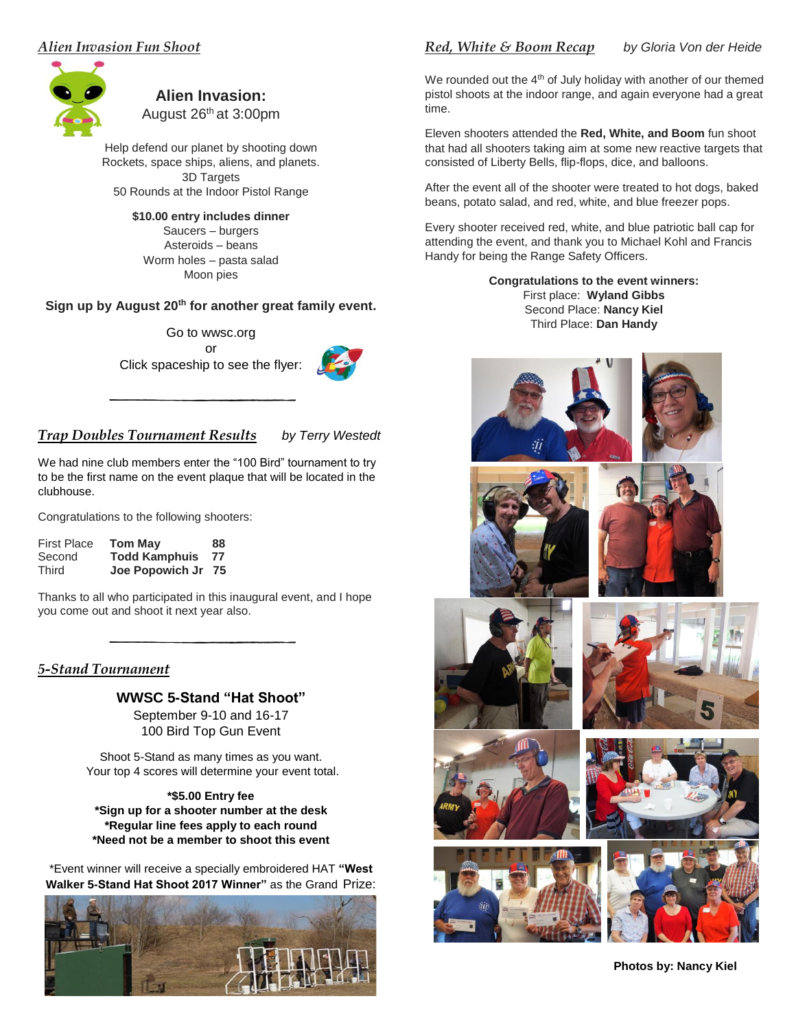## *Alien Invasion Fun Shoot*

**Alien Invasion:**
August 26th at 3:00pm

Help defend our planet by shooting down
Rockets, space ships, aliens, and planets.
3D Targets
50 Rounds at the Indoor Pistol Range

**$10.00 entry includes dinner**
Saucers – burgers
Asteroids – beans
Worm holes – pasta salad
Moon pies

**Sign up by August 20th for another great family event.**

Go to wwsc.org
or
Click spaceship to see the flyer:

## *Trap Doubles Tournament Results* by Terry Westedt

We had nine club members enter the "100 Bird" tournament to try to be the first name on the event plaque that will be located in the clubhouse.

Congratulations to the following shooters:

| | | |
|---|---|---|
| First Place | **Tom May** | **88** |
| Second | **Todd Kamphuis** | **77** |
| Third | **Joe Popowich Jr** | **75** |

Thanks to all who participated in this inaugural event, and I hope you come out and shoot it next year also.

## *5-Stand Tournament*

**WWSC 5-Stand "Hat Shoot"**
September 9-10 and 16-17
100 Bird Top Gun Event

Shoot 5-Stand as many times as you want.
Your top 4 scores will determine your event total.

**\*$5.00 Entry fee**
**\*Sign up for a shooter number at the desk**
**\*Regular line fees apply to each round**
**\*Need not be a member to shoot this event**

\*Event winner will receive a specially embroidered HAT **"West Walker 5-Stand Hat Shoot 2017 Winner"** as the Grand Prize:

## *Red, White & Boom Recap* by Gloria Von der Heide

We rounded out the 4th of July holiday with another of our themed pistol shoots at the indoor range, and again everyone had a great time.

Eleven shooters attended the **Red, White, and Boom** fun shoot that had all shooters taking aim at some new reactive targets that consisted of Liberty Bells, flip-flops, dice, and balloons.

After the event all of the shooter were treated to hot dogs, baked beans, potato salad, and red, white, and blue freezer pops.

Every shooter received red, white, and blue patriotic ball cap for attending the event, and thank you to Michael Kohl and Francis Handy for being the Range Safety Officers.

**Congratulations to the event winners:**
First place: **Wyland Gibbs**
Second Place: **Nancy Kiel**
Third Place: **Dan Handy**

**Photos by: Nancy Kiel**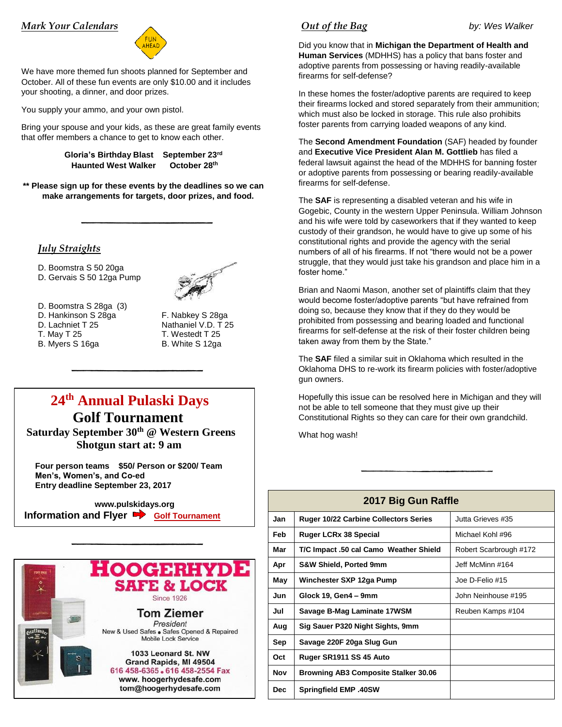## *Mark Your Calendars*

We have more themed fun shoots planned for September and October. All of these fun events are only $10.00 and it includes your shooting, a dinner, and door prizes.

You supply your ammo, and your own pistol.

Bring your spouse and your kids, as these are great family events that offer members a chance to get to know each other.

**Gloria's Birthday Blast September 23rd**
**Haunted West Walker October 28th**

**** Please sign up for these events by the deadlines so we can make arrangements for targets, door prizes, and food.**

## *July Straights*

D. Boomstra S 50 20ga
D. Gervais S 50 12ga Pump

D. Boomstra S 28ga (3)
D. Hankinson S 28ga
D. Lachniet T 25
T. May T 25
B. Myers S 16ga
F. Nabkey S 28ga
Nathaniel V.D. T 25
T. Westedt T 25
B. White S 12ga

## 24th Annual Pulaski Days Golf Tournament

**Saturday September 30th @ Western Greens**
**Shotgun start at: 9 am**

**Four person teams $50/ Person or $200/ Team**
**Men's, Women's, and Co-ed**
**Entry deadline September 23, 2017**

**www.pulskidays.org**
**Information and Flyer** ➡ Golf Tournament

**HOOGERHYDE SAFE & LOCK**
Since 1926
**Tom Ziemer**
*President*
New & Used Safes • Safes Opened & Repaired
Mobile Lock Service
1033 Leonard St. NW
Grand Rapids, MI 49504
616 458-6365 • 616 458-2554 Fax
www. hoogerhydesafe.com
tom@hoogerhydesafe.com

## *Out of the Bag* by: Wes Walker

Did you know that in **Michigan the Department of Health and Human Services** (MDHHS) has a policy that bans foster and adoptive parents from possessing or having readily-available firearms for self-defense?

In these homes the foster/adoptive parents are required to keep their firearms locked and stored separately from their ammunition; which must also be locked in storage. This rule also prohibits foster parents from carrying loaded weapons of any kind.

The **Second Amendment Foundation** (SAF) headed by founder and **Executive Vice President Alan M. Gottlieb** has filed a federal lawsuit against the head of the MDHHS for banning foster or adoptive parents from possessing or bearing readily-available firearms for self-defense.

The **SAF** is representing a disabled veteran and his wife in Gogebic, County in the western Upper Peninsula. William Johnson and his wife were told by caseworkers that if they wanted to keep custody of their grandson, he would have to give up some of his constitutional rights and provide the agency with the serial numbers of all of his firearms. If not "there would not be a power struggle, that they would just take his grandson and place him in a foster home."

Brian and Naomi Mason, another set of plaintiffs claim that they would become foster/adoptive parents "but have refrained from doing so, because they know that if they do they would be prohibited from possessing and bearing loaded and functional firearms for self-defense at the risk of their foster children being taken away from them by the State."

The **SAF** filed a similar suit in Oklahoma which resulted in the Oklahoma DHS to re-work its firearm policies with foster/adoptive gun owners.

Hopefully this issue can be resolved here in Michigan and they will not be able to tell someone that they must give up their Constitutional Rights so they can care for their own grandchild.

What hog wash!

| 2017 Big Gun Raffle | | |
|---|---|---|
| Jan | Ruger 10/22 Carbine Collectors Series | Jutta Grieves #35 |
| Feb | Ruger LCRx 38 Special | Michael Kohl #96 |
| Mar | T/C Impact .50 cal Camo Weather Shield | Robert Scarbrough #172 |
| Apr | S&W Shield, Ported 9mm | Jeff McMinn #164 |
| May | Winchester SXP 12ga Pump | Joe D-Felio #15 |
| Jun | Glock 19, Gen4 – 9mm | John Neinhouse #195 |
| Jul | Savage B-Mag Laminate 17WSM | Reuben Kamps #104 |
| Aug | Sig Sauer P320 Night Sights, 9mm | |
| Sep | Savage 220F 20ga Slug Gun | |
| Oct | Ruger SR1911 SS 45 Auto | |
| Nov | Browning AB3 Composite Stalker 30.06 | |
| Dec | Springfield EMP .40SW | |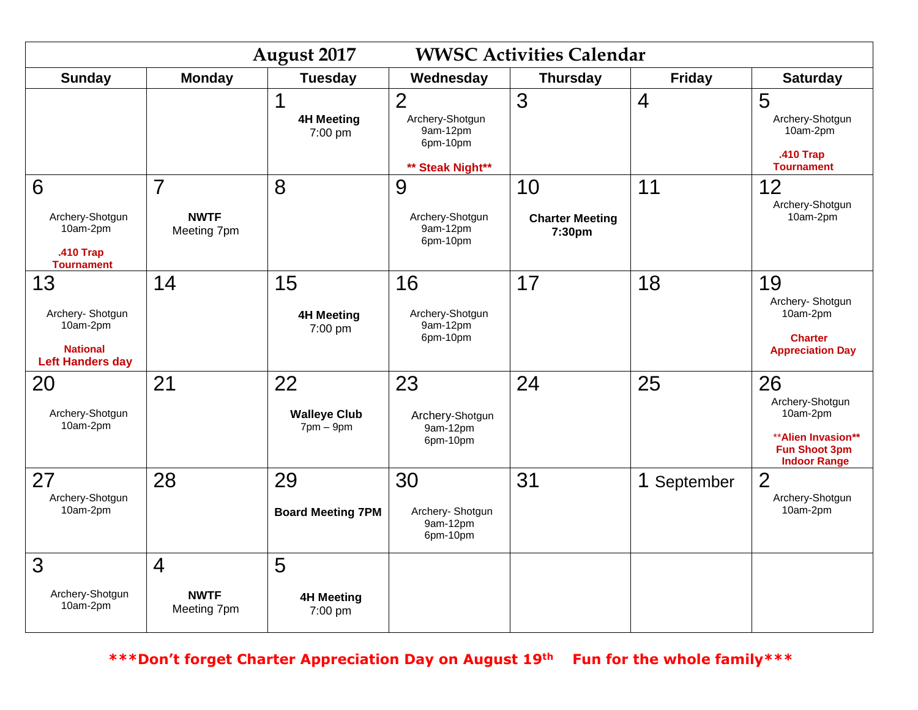# August 2017 WWSC Activities Calendar

| Sunday | Monday | Tuesday | Wednesday | Thursday | Friday | Saturday |
|---|---|---|---|---|---|---|
| | | 1<br>**4H Meeting**<br>7:00 pm | 2<br>Archery-Shotgun<br>9am-12pm<br>6pm-10pm<br>**\*\* Steak Night\*\*** | 3 | 4 | 5<br>Archery-Shotgun<br>10am-2pm<br>**.410 Trap Tournament** |
| 6<br>Archery-Shotgun<br>10am-2pm<br>**.410 Trap Tournament** | 7<br>**NWTF**<br>Meeting 7pm | 8 | 9<br>Archery-Shotgun<br>9am-12pm<br>6pm-10pm | 10<br>**Charter Meeting 7:30pm** | 11 | 12<br>Archery-Shotgun<br>10am-2pm |
| 13<br>Archery- Shotgun<br>10am-2pm<br>**National Left Handers day** | 14 | 15<br>**4H Meeting**<br>7:00 pm | 16<br>Archery-Shotgun<br>9am-12pm<br>6pm-10pm | 17 | 18 | 19<br>Archery- Shotgun<br>10am-2pm<br>**Charter Appreciation Day** |
| 20<br>Archery-Shotgun<br>10am-2pm | 21 | 22<br>**Walleye Club**<br>7pm – 9pm | 23<br>Archery-Shotgun<br>9am-12pm<br>6pm-10pm | 24 | 25 | 26<br>Archery-Shotgun<br>10am-2pm<br>**\*\*Alien Invasion\*\* Fun Shoot 3pm Indoor Range** |
| 27<br>Archery-Shotgun<br>10am-2pm | 28 | 29<br>**Board Meeting 7PM** | 30<br>Archery- Shotgun<br>9am-12pm<br>6pm-10pm | 31 | 1 September | 2<br>Archery-Shotgun<br>10am-2pm |
| 3<br>Archery-Shotgun<br>10am-2pm | 4<br>**NWTF**<br>Meeting 7pm | 5<br>**4H Meeting**<br>7:00 pm | | | | |

**\*\*\*Don't forget Charter Appreciation Day on August 19th Fun for the whole family\*\*\***